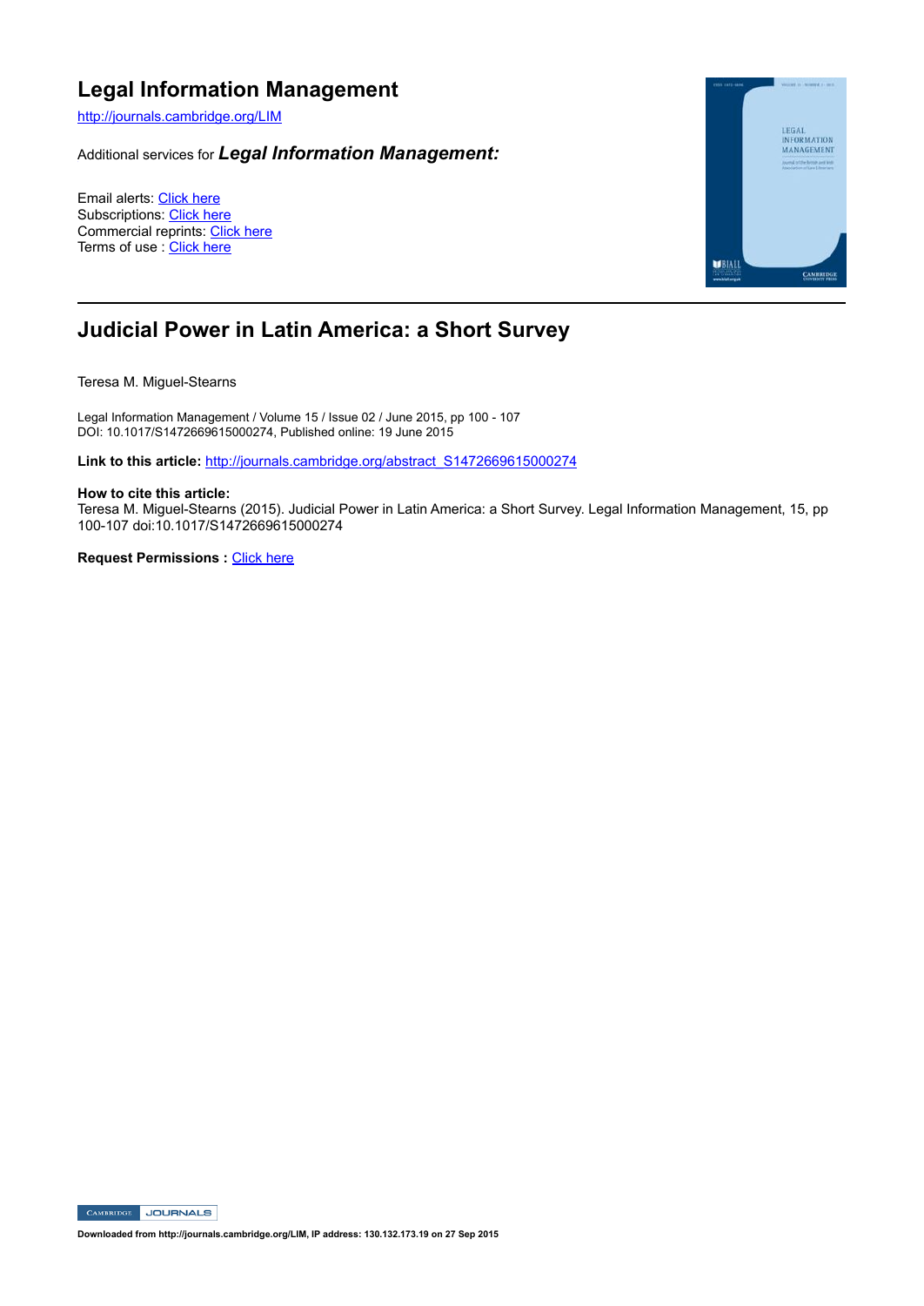# Legal Information Management

http://journals.cambridge.org/LIM

Additional services for ***Legal Information Management:***

Email alerts: Click here
Subscriptions: Click here
Commercial reprints: Click here
Terms of use : Click here

## Judicial Power in Latin America: a Short Survey

Teresa M. Miguel-Stearns

Legal Information Management / Volume 15 / Issue 02 / June 2015, pp 100 - 107
DOI: 10.1017/S1472669615000274, Published online: 19 June 2015

**Link to this article:** http://journals.cambridge.org/abstract_S1472669615000274

**How to cite this article:**
Teresa M. Miguel-Stearns (2015). Judicial Power in Latin America: a Short Survey. Legal Information Management, 15, pp 100-107 doi:10.1017/S1472669615000274

**Request Permissions :** Click here

**Downloaded from http://journals.cambridge.org/LIM, IP address: 130.132.173.19 on 27 Sep 2015**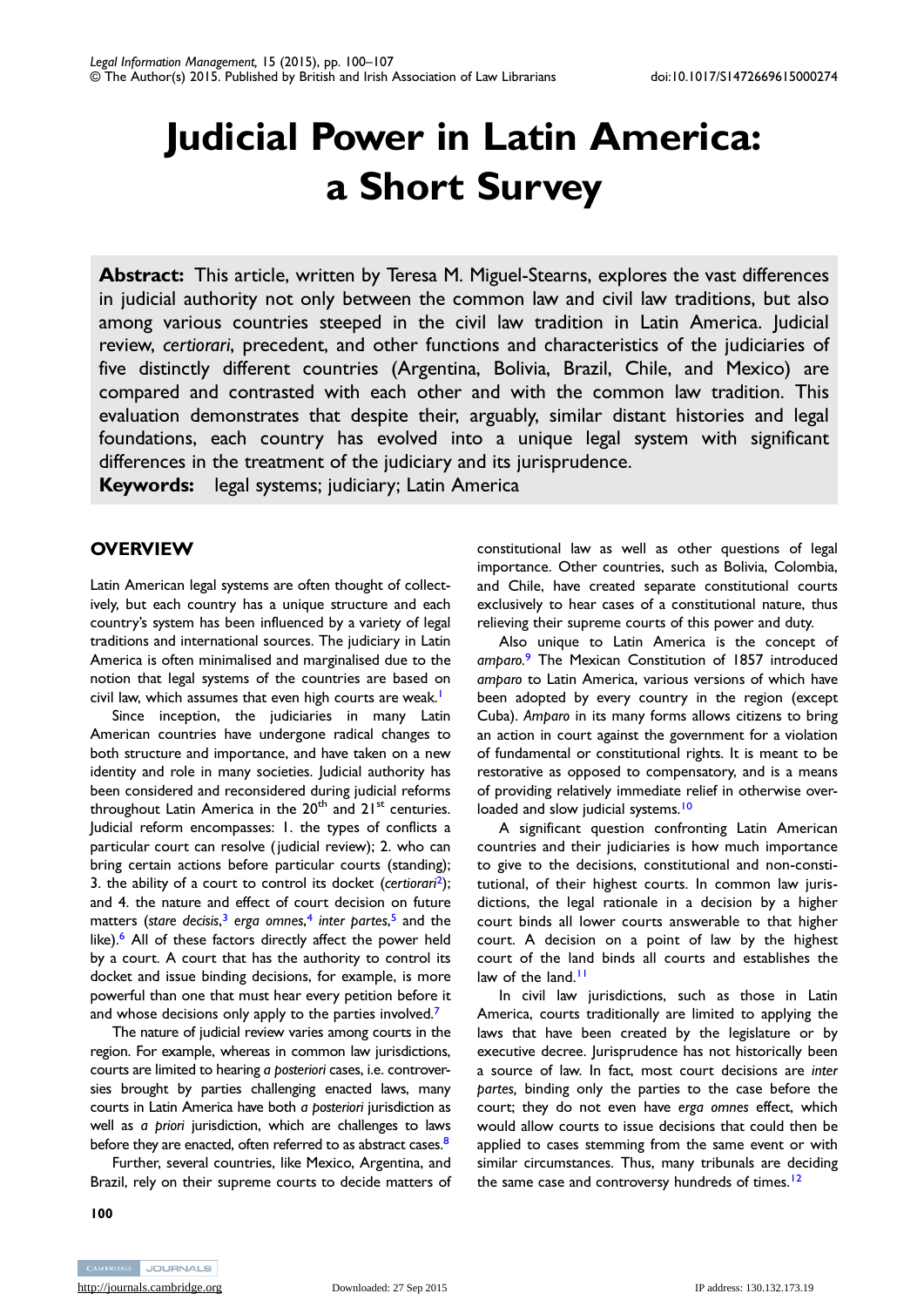# Judicial Power in Latin America: a Short Survey

**Abstract:** This article, written by Teresa M. Miguel-Stearns, explores the vast differences in judicial authority not only between the common law and civil law traditions, but also among various countries steeped in the civil law tradition in Latin America. Judicial review, *certiorari*, precedent, and other functions and characteristics of the judiciaries of five distinctly different countries (Argentina, Bolivia, Brazil, Chile, and Mexico) are compared and contrasted with each other and with the common law tradition. This evaluation demonstrates that despite their, arguably, similar distant histories and legal foundations, each country has evolved into a unique legal system with significant differences in the treatment of the judiciary and its jurisprudence.

**Keywords:** legal systems; judiciary; Latin America

## OVERVIEW

Latin American legal systems are often thought of collectively, but each country has a unique structure and each country's system has been influenced by a variety of legal traditions and international sources. The judiciary in Latin America is often minimalised and marginalised due to the notion that legal systems of the countries are based on civil law, which assumes that even high courts are weak.[1]

Since inception, the judiciaries in many Latin American countries have undergone radical changes to both structure and importance, and have taken on a new identity and role in many societies. Judicial authority has been considered and reconsidered during judicial reforms throughout Latin America in the 20th and 21st centuries. Judicial reform encompasses: 1. the types of conflicts a particular court can resolve (judicial review); 2. who can bring certain actions before particular courts (standing); 3. the ability of a court to control its docket (*certiorari*[2]); and 4. the nature and effect of court decision on future matters (*stare decisis*,[3] *erga omnes*,[4] *inter partes*,[5] and the like).[6] All of these factors directly affect the power held by a court. A court that has the authority to control its docket and issue binding decisions, for example, is more powerful than one that must hear every petition before it and whose decisions only apply to the parties involved.[7]

The nature of judicial review varies among courts in the region. For example, whereas in common law jurisdictions, courts are limited to hearing *a posteriori* cases, i.e. controversies brought by parties challenging enacted laws, many courts in Latin America have both *a posteriori* jurisdiction as well as *a priori* jurisdiction, which are challenges to laws before they are enacted, often referred to as abstract cases.[8]

Further, several countries, like Mexico, Argentina, and Brazil, rely on their supreme courts to decide matters of constitutional law as well as other questions of legal importance. Other countries, such as Bolivia, Colombia, and Chile, have created separate constitutional courts exclusively to hear cases of a constitutional nature, thus relieving their supreme courts of this power and duty.

Also unique to Latin America is the concept of *amparo*.[9] The Mexican Constitution of 1857 introduced *amparo* to Latin America, various versions of which have been adopted by every country in the region (except Cuba). *Amparo* in its many forms allows citizens to bring an action in court against the government for a violation of fundamental or constitutional rights. It is meant to be restorative as opposed to compensatory, and is a means of providing relatively immediate relief in otherwise overloaded and slow judicial systems.[10]

A significant question confronting Latin American countries and their judiciaries is how much importance to give to the decisions, constitutional and non-constitutional, of their highest courts. In common law jurisdictions, the legal rationale in a decision by a higher court binds all lower courts answerable to that higher court. A decision on a point of law by the highest court of the land binds all courts and establishes the law of the land.[11]

In civil law jurisdictions, such as those in Latin America, courts traditionally are limited to applying the laws that have been created by the legislature or by executive decree. Jurisprudence has not historically been a source of law. In fact, most court decisions are *inter partes,* binding only the parties to the case before the court; they do not even have *erga omnes* effect, which would allow courts to issue decisions that could then be applied to cases stemming from the same event or with similar circumstances. Thus, many tribunals are deciding the same case and controversy hundreds of times.[12]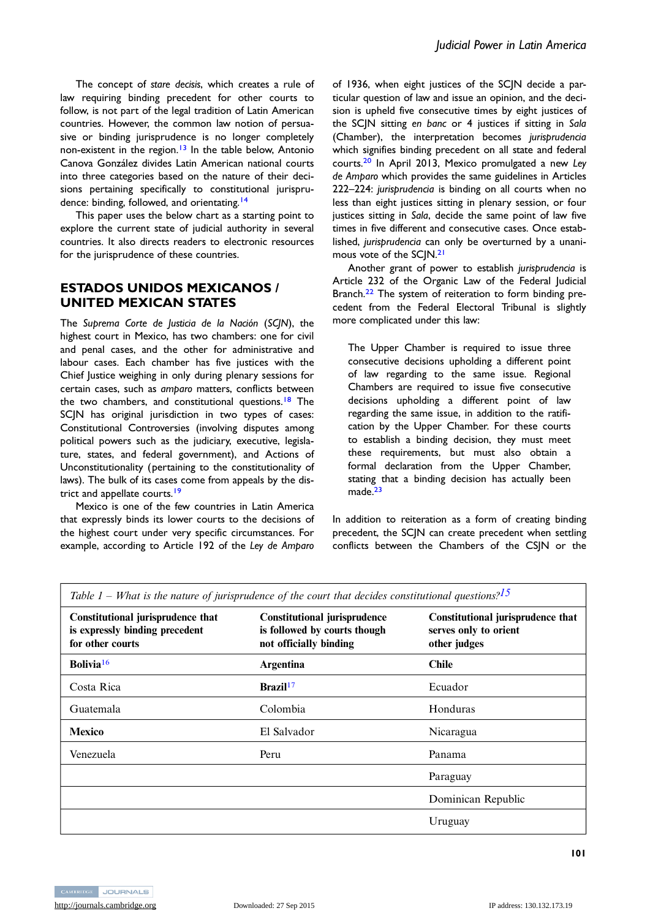The concept of *stare decisis*, which creates a rule of law requiring binding precedent for other courts to follow, is not part of the legal tradition of Latin American countries. However, the common law notion of persuasive or binding jurisprudence is no longer completely non-existent in the region.[13] In the table below, Antonio Canova González divides Latin American national courts into three categories based on the nature of their decisions pertaining specifically to constitutional jurisprudence: binding, followed, and orientating.[14]

This paper uses the below chart as a starting point to explore the current state of judicial authority in several countries. It also directs readers to electronic resources for the jurisprudence of these countries.

## ESTADOS UNIDOS MEXICANOS / UNITED MEXICAN STATES

The *Suprema Corte de Justicia de la Nación* (*SCJN*), the highest court in Mexico, has two chambers: one for civil and penal cases, and the other for administrative and labour cases. Each chamber has five justices with the Chief Justice weighing in only during plenary sessions for certain cases, such as *amparo* matters, conflicts between the two chambers, and constitutional questions.[18] The SCJN has original jurisdiction in two types of cases: Constitutional Controversies (involving disputes among political powers such as the judiciary, executive, legislature, states, and federal government), and Actions of Unconstitutionality (pertaining to the constitutionality of laws). The bulk of its cases come from appeals by the district and appellate courts.[19]

Mexico is one of the few countries in Latin America that expressly binds its lower courts to the decisions of the highest court under very specific circumstances. For example, according to Article 192 of the *Ley de Amparo* of 1936, when eight justices of the SCJN decide a particular question of law and issue an opinion, and the decision is upheld five consecutive times by eight justices of the SCJN sitting *en banc* or 4 justices if sitting in *Sala* (Chamber), the interpretation becomes *jurisprudencia* which signifies binding precedent on all state and federal courts.[20] In April 2013, Mexico promulgated a new *Ley de Amparo* which provides the same guidelines in Articles 222–224: *jurisprudencia* is binding on all courts when no less than eight justices sitting in plenary session, or four justices sitting in *Sala*, decide the same point of law five times in five different and consecutive cases. Once established, *jurisprudencia* can only be overturned by a unanimous vote of the SCJN.[21]

Another grant of power to establish *jurisprudencia* is Article 232 of the Organic Law of the Federal Judicial Branch.[22] The system of reiteration to form binding precedent from the Federal Electoral Tribunal is slightly more complicated under this law:

> The Upper Chamber is required to issue three consecutive decisions upholding a different point of law regarding to the same issue. Regional Chambers are required to issue five consecutive decisions upholding a different point of law regarding the same issue, in addition to the ratification by the Upper Chamber. For these courts to establish a binding decision, they must meet these requirements, but must also obtain a formal declaration from the Upper Chamber, stating that a binding decision has actually been made.[23]

In addition to reiteration as a form of creating binding precedent, the SCJN can create precedent when settling conflicts between the Chambers of the CSJN or the

*Table 1 – What is the nature of jurisprudence of the court that decides constitutional questions?*[15]

| Constitutional jurisprudence that is expressly binding precedent for other courts | Constitutional jurisprudence is followed by courts though not officially binding | Constitutional jurisprudence that serves only to orient other judges |
|---|---|---|
| **Bolivia**[16] | **Argentina** | **Chile** |
| Costa Rica | **Brazil**[17] | Ecuador |
| Guatemala | Colombia | Honduras |
| **Mexico** | El Salvador | Nicaragua |
| Venezuela | Peru | Panama |
| | | Paraguay |
| | | Dominican Republic |
| | | Uruguay |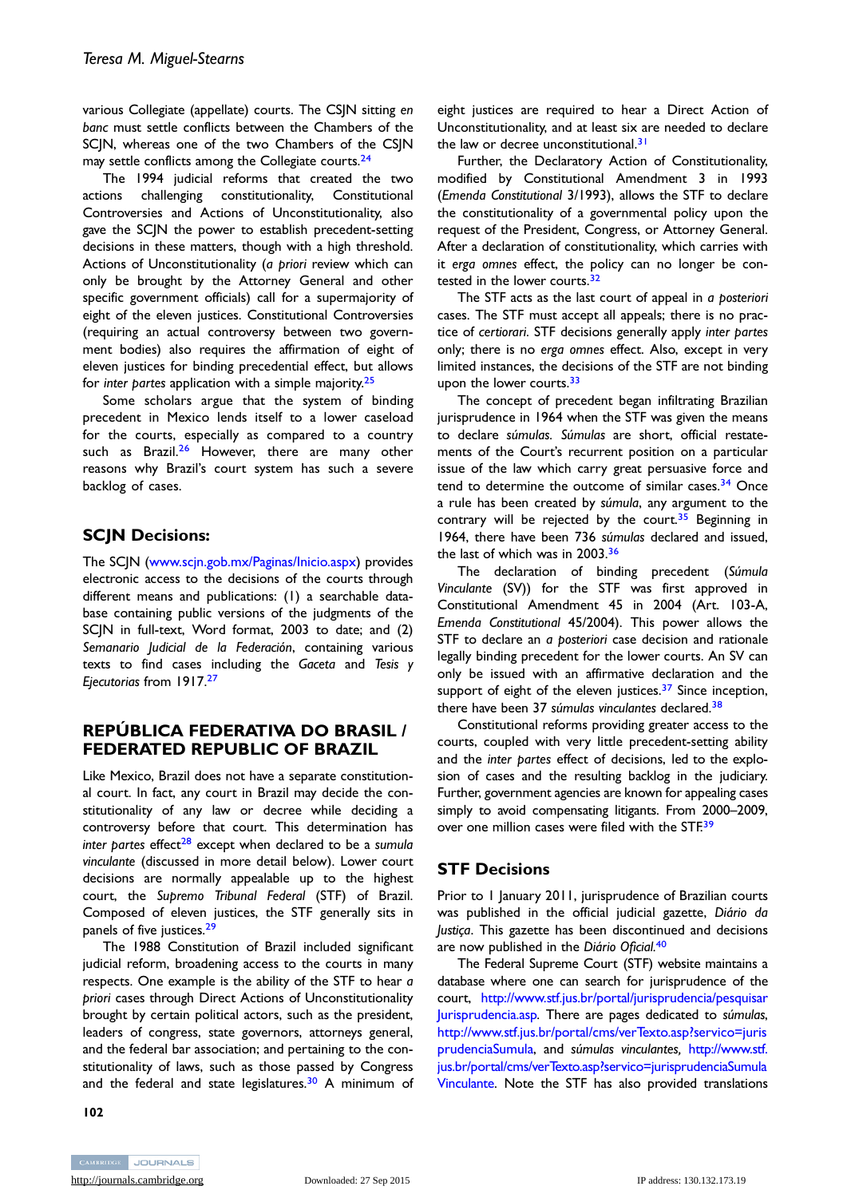various Collegiate (appellate) courts. The CSJN sitting *en banc* must settle conflicts between the Chambers of the SCJN, whereas one of the two Chambers of the CSJN may settle conflicts among the Collegiate courts.[24]

The 1994 judicial reforms that created the two actions challenging constitutionality, Constitutional Controversies and Actions of Unconstitutionality, also gave the SCJN the power to establish precedent-setting decisions in these matters, though with a high threshold. Actions of Unconstitutionality (*a priori* review which can only be brought by the Attorney General and other specific government officials) call for a supermajority of eight of the eleven justices. Constitutional Controversies (requiring an actual controversy between two government bodies) also requires the affirmation of eight of eleven justices for binding precedential effect, but allows for *inter partes* application with a simple majority.[25]

Some scholars argue that the system of binding precedent in Mexico lends itself to a lower caseload for the courts, especially as compared to a country such as Brazil.[26] However, there are many other reasons why Brazil's court system has such a severe backlog of cases.

## SCJN Decisions:

The SCJN (www.scjn.gob.mx/Paginas/Inicio.aspx) provides electronic access to the decisions of the courts through different means and publications: (1) a searchable database containing public versions of the judgments of the SCJN in full-text, Word format, 2003 to date; and (2) *Semanario Judicial de la Federación*, containing various texts to find cases including the *Gaceta* and *Tesis y Ejecutorias* from 1917.[27]

## REPÚBLICA FEDERATIVA DO BRASIL / FEDERATED REPUBLIC OF BRAZIL

Like Mexico, Brazil does not have a separate constitutional court. In fact, any court in Brazil may decide the constitutionality of any law or decree while deciding a controversy before that court. This determination has *inter partes* effect[28] except when declared to be a *sumula vinculante* (discussed in more detail below). Lower court decisions are normally appealable up to the highest court, the *Supremo Tribunal Federal* (STF) of Brazil. Composed of eleven justices, the STF generally sits in panels of five justices.[29]

The 1988 Constitution of Brazil included significant judicial reform, broadening access to the courts in many respects. One example is the ability of the STF to hear *a priori* cases through Direct Actions of Unconstitutionality brought by certain political actors, such as the president, leaders of congress, state governors, attorneys general, and the federal bar association; and pertaining to the constitutionality of laws, such as those passed by Congress and the federal and state legislatures.[30] A minimum of eight justices are required to hear a Direct Action of Unconstitutionality, and at least six are needed to declare the law or decree unconstitutional.[31]

Further, the Declaratory Action of Constitutionality, modified by Constitutional Amendment 3 in 1993 (*Emenda Constitutional* 3/1993), allows the STF to declare the constitutionality of a governmental policy upon the request of the President, Congress, or Attorney General. After a declaration of constitutionality, which carries with it *erga omnes* effect, the policy can no longer be contested in the lower courts.[32]

The STF acts as the last court of appeal in *a posteriori* cases. The STF must accept all appeals; there is no practice of *certiorari*. STF decisions generally apply *inter partes* only; there is no *erga omnes* effect. Also, except in very limited instances, the decisions of the STF are not binding upon the lower courts.[33]

The concept of precedent began infiltrating Brazilian jurisprudence in 1964 when the STF was given the means to declare *súmulas*. *Súmulas* are short, official restatements of the Court's recurrent position on a particular issue of the law which carry great persuasive force and tend to determine the outcome of similar cases.[34] Once a rule has been created by *súmula*, any argument to the contrary will be rejected by the court.[35] Beginning in 1964, there have been 736 *súmulas* declared and issued, the last of which was in 2003.[36]

The declaration of binding precedent (*Súmula Vinculante* (SV)) for the STF was first approved in Constitutional Amendment 45 in 2004 (Art. 103-A, *Emenda Constitutional* 45/2004). This power allows the STF to declare an *a posteriori* case decision and rationale legally binding precedent for the lower courts. An SV can only be issued with an affirmative declaration and the support of eight of the eleven justices.[37] Since inception, there have been 37 *súmulas vinculantes* declared.[38]

Constitutional reforms providing greater access to the courts, coupled with very little precedent-setting ability and the *inter partes* effect of decisions, led to the explosion of cases and the resulting backlog in the judiciary. Further, government agencies are known for appealing cases simply to avoid compensating litigants. From 2000–2009, over one million cases were filed with the STF.[39]

## STF Decisions

Prior to 1 January 2011, jurisprudence of Brazilian courts was published in the official judicial gazette, *Diário da Justiça*. This gazette has been discontinued and decisions are now published in the *Diário Oficial*.[40]

The Federal Supreme Court (STF) website maintains a database where one can search for jurisprudence of the court, http://www.stf.jus.br/portal/jurisprudencia/pesquisarJurisprudencia.asp. There are pages dedicated to *súmulas*, http://www.stf.jus.br/portal/cms/verTexto.asp?servico=jurisprudenciaSumula, and *súmulas vinculantes*, http://www.stf.jus.br/portal/cms/verTexto.asp?servico=jurisprudenciaSumulaVinculante. Note the STF has also provided translations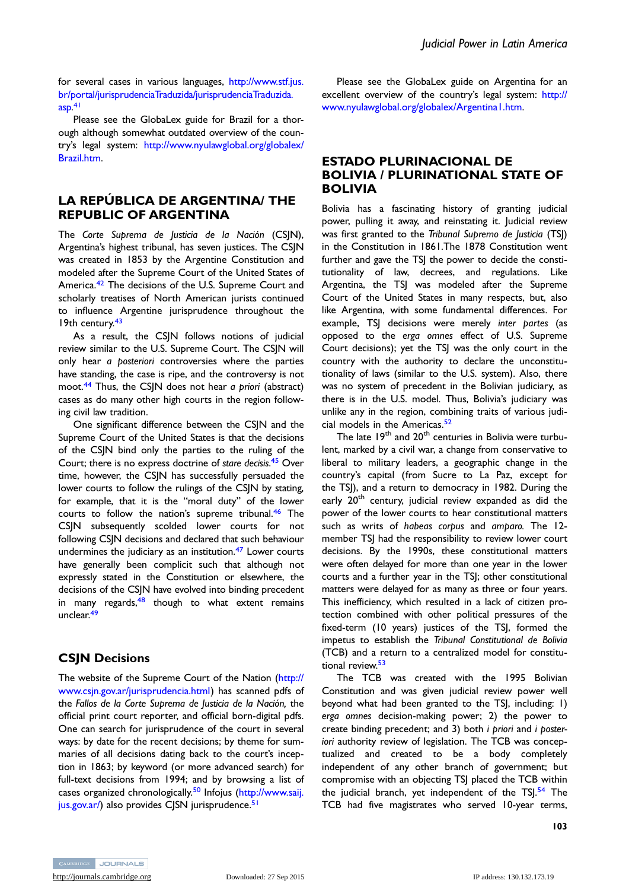for several cases in various languages, http://www.stf.jus.br/portal/jurisprudenciaTraduzida/jurisprudenciaTraduzida.asp.[41]

Please see the GlobaLex guide for Brazil for a thorough although somewhat outdated overview of the country's legal system: http://www.nyulawglobal.org/globalex/Brazil.htm.

## LA REPÚBLICA DE ARGENTINA/ THE REPUBLIC OF ARGENTINA

The *Corte Suprema de Justicia de la Nación* (CSJN), Argentina's highest tribunal, has seven justices. The CSJN was created in 1853 by the Argentine Constitution and modeled after the Supreme Court of the United States of America.[42] The decisions of the U.S. Supreme Court and scholarly treatises of North American jurists continued to influence Argentine jurisprudence throughout the 19th century.[43]

As a result, the CSJN follows notions of judicial review similar to the U.S. Supreme Court. The CSJN will only hear *a posteriori* controversies where the parties have standing, the case is ripe, and the controversy is not moot.[44] Thus, the CSJN does not hear *a priori* (abstract) cases as do many other high courts in the region following civil law tradition.

One significant difference between the CSJN and the Supreme Court of the United States is that the decisions of the CSJN bind only the parties to the ruling of the Court; there is no express doctrine of *stare decisis*.[45] Over time, however, the CSJN has successfully persuaded the lower courts to follow the rulings of the CSJN by stating, for example, that it is the "moral duty" of the lower courts to follow the nation's supreme tribunal.[46] The CSJN subsequently scolded lower courts for not following CSJN decisions and declared that such behaviour undermines the judiciary as an institution.[47] Lower courts have generally been complicit such that although not expressly stated in the Constitution or elsewhere, the decisions of the CSJN have evolved into binding precedent in many regards,[48] though to what extent remains unclear.[49]

### CSJN Decisions

The website of the Supreme Court of the Nation (http://www.csjn.gov.ar/jurisprudencia.html) has scanned pdfs of the *Fallos de la Corte Suprema de Justicia de la Nación,* the official print court reporter, and official born-digital pdfs. One can search for jurisprudence of the court in several ways: by date for the recent decisions; by theme for summaries of all decisions dating back to the court's inception in 1863; by keyword (or more advanced search) for full-text decisions from 1994; and by browsing a list of cases organized chronologically.[50] Infojus (http://www.saij.jus.gov.ar/) also provides CJSN jurisprudence.[51]

Please see the GlobaLex guide on Argentina for an excellent overview of the country's legal system: http://www.nyulawglobal.org/globalex/Argentina1.htm.

## ESTADO PLURINACIONAL DE BOLIVIA / PLURINATIONAL STATE OF BOLIVIA

Bolivia has a fascinating history of granting judicial power, pulling it away, and reinstating it. Judicial review was first granted to the *Tribunal Supremo de Justicia* (TSJ) in the Constitution in 1861.The 1878 Constitution went further and gave the TSJ the power to decide the constitutionality of law, decrees, and regulations. Like Argentina, the TSJ was modeled after the Supreme Court of the United States in many respects, but, also like Argentina, with some fundamental differences. For example, TSJ decisions were merely *inter partes* (as opposed to the *erga omnes* effect of U.S. Supreme Court decisions); yet the TSJ was the only court in the country with the authority to declare the unconstitutionality of laws (similar to the U.S. system). Also, there was no system of precedent in the Bolivian judiciary, as there is in the U.S. model. Thus, Bolivia's judiciary was unlike any in the region, combining traits of various judicial models in the Americas.[52]

The late 19th and 20th centuries in Bolivia were turbulent, marked by a civil war, a change from conservative to liberal to military leaders, a geographic change in the country's capital (from Sucre to La Paz, except for the TSJ), and a return to democracy in 1982. During the early 20th century, judicial review expanded as did the power of the lower courts to hear constitutional matters such as writs of *habeas corpus* and *amparo.* The 12-member TSJ had the responsibility to review lower court decisions. By the 1990s, these constitutional matters were often delayed for more than one year in the lower courts and a further year in the TSJ; other constitutional matters were delayed for as many as three or four years. This inefficiency, which resulted in a lack of citizen protection combined with other political pressures of the fixed-term (10 years) justices of the TSJ, formed the impetus to establish the *Tribunal Constitutional de Bolivia* (TCB) and a return to a centralized model for constitutional review.[53]

The TCB was created with the 1995 Bolivian Constitution and was given judicial review power well beyond what had been granted to the TSJ, including: 1) *erga omnes* decision-making power; 2) the power to create binding precedent; and 3) both *i priori* and *i posteriori* authority review of legislation. The TCB was conceptualized and created to be a body completely independent of any other branch of government; but compromise with an objecting TSJ placed the TCB within the judicial branch, yet independent of the TSJ.[54] The TCB had five magistrates who served 10-year terms,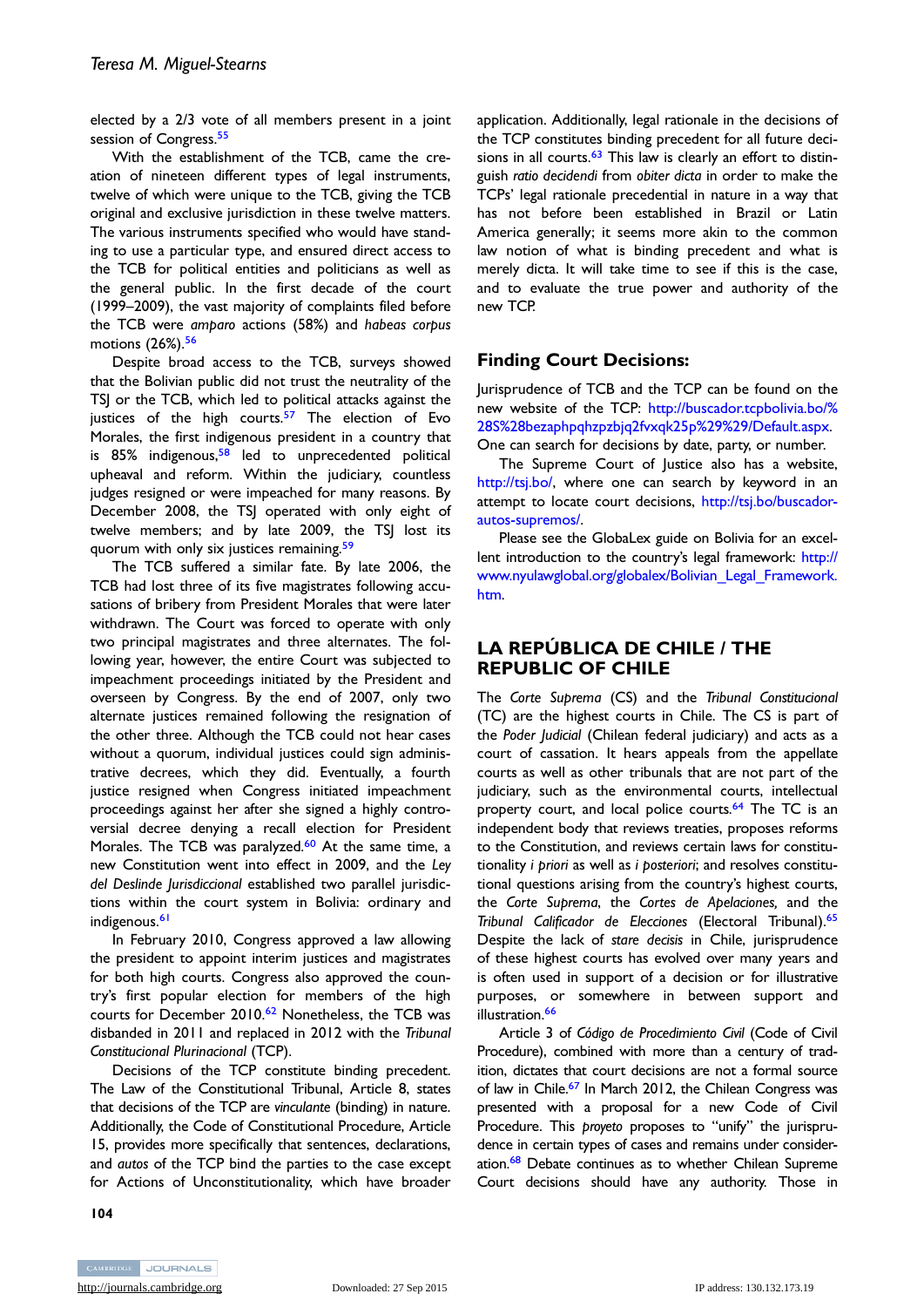elected by a 2/3 vote of all members present in a joint session of Congress.[55]

With the establishment of the TCB, came the creation of nineteen different types of legal instruments, twelve of which were unique to the TCB, giving the TCB original and exclusive jurisdiction in these twelve matters. The various instruments specified who would have standing to use a particular type, and ensured direct access to the TCB for political entities and politicians as well as the general public. In the first decade of the court (1999–2009), the vast majority of complaints filed before the TCB were *amparo* actions (58%) and *habeas corpus* motions (26%).[56]

Despite broad access to the TCB, surveys showed that the Bolivian public did not trust the neutrality of the TSJ or the TCB, which led to political attacks against the justices of the high courts.[57] The election of Evo Morales, the first indigenous president in a country that is 85% indigenous,[58] led to unprecedented political upheaval and reform. Within the judiciary, countless judges resigned or were impeached for many reasons. By December 2008, the TSJ operated with only eight of twelve members; and by late 2009, the TSJ lost its quorum with only six justices remaining.[59]

The TCB suffered a similar fate. By late 2006, the TCB had lost three of its five magistrates following accusations of bribery from President Morales that were later withdrawn. The Court was forced to operate with only two principal magistrates and three alternates. The following year, however, the entire Court was subjected to impeachment proceedings initiated by the President and overseen by Congress. By the end of 2007, only two alternate justices remained following the resignation of the other three. Although the TCB could not hear cases without a quorum, individual justices could sign administrative decrees, which they did. Eventually, a fourth justice resigned when Congress initiated impeachment proceedings against her after she signed a highly controversial decree denying a recall election for President Morales. The TCB was paralyzed.[60] At the same time, a new Constitution went into effect in 2009, and the *Ley del Deslinde Jurisdiccional* established two parallel jurisdictions within the court system in Bolivia: ordinary and indigenous.[61]

In February 2010, Congress approved a law allowing the president to appoint interim justices and magistrates for both high courts. Congress also approved the country's first popular election for members of the high courts for December 2010.[62] Nonetheless, the TCB was disbanded in 2011 and replaced in 2012 with the *Tribunal Constitucional Plurinacional* (TCP).

Decisions of the TCP constitute binding precedent. The Law of the Constitutional Tribunal, Article 8, states that decisions of the TCP are *vinculante* (binding) in nature. Additionally, the Code of Constitutional Procedure, Article 15, provides more specifically that sentences, declarations, and *autos* of the TCP bind the parties to the case except for Actions of Unconstitutionality, which have broader application. Additionally, legal rationale in the decisions of the TCP constitutes binding precedent for all future decisions in all courts.[63] This law is clearly an effort to distinguish *ratio decidendi* from *obiter dicta* in order to make the TCPs' legal rationale precedential in nature in a way that has not before been established in Brazil or Latin America generally; it seems more akin to the common law notion of what is binding precedent and what is merely dicta. It will take time to see if this is the case, and to evaluate the true power and authority of the new TCP.

## Finding Court Decisions:

Jurisprudence of TCB and the TCP can be found on the new website of the TCP: http://buscador.tcpbolivia.bo/%28S%28bezaphpqhzpzbjq2fvxqk25p%29%29/Default.aspx. One can search for decisions by date, party, or number.

The Supreme Court of Justice also has a website, http://tsj.bo/, where one can search by keyword in an attempt to locate court decisions, http://tsj.bo/buscador-autos-supremos/.

Please see the GlobaLex guide on Bolivia for an excellent introduction to the country's legal framework: http://www.nyulawglobal.org/globalex/Bolivian_Legal_Framework.htm.

## LA REPÚBLICA DE CHILE / THE REPUBLIC OF CHILE

The *Corte Suprema* (CS) and the *Tribunal Constitucional* (TC) are the highest courts in Chile. The CS is part of the *Poder Judicial* (Chilean federal judiciary) and acts as a court of cassation. It hears appeals from the appellate courts as well as other tribunals that are not part of the judiciary, such as the environmental courts, intellectual property court, and local police courts.[64] The TC is an independent body that reviews treaties, proposes reforms to the Constitution, and reviews certain laws for constitutionality *i priori* as well as *i posteriori*; and resolves constitutional questions arising from the country's highest courts, the *Corte Suprema*, the *Cortes de Apelaciones,* and the *Tribunal Calificador de Elecciones* (Electoral Tribunal).[65] Despite the lack of *stare decisis* in Chile, jurisprudence of these highest courts has evolved over many years and is often used in support of a decision or for illustrative purposes, or somewhere in between support and illustration.[66]

Article 3 of *Código de Procedimiento Civil* (Code of Civil Procedure), combined with more than a century of tradition, dictates that court decisions are not a formal source of law in Chile.[67] In March 2012, the Chilean Congress was presented with a proposal for a new Code of Civil Procedure. This *proyeto* proposes to "unify" the jurisprudence in certain types of cases and remains under consideration.[68] Debate continues as to whether Chilean Supreme Court decisions should have any authority. Those in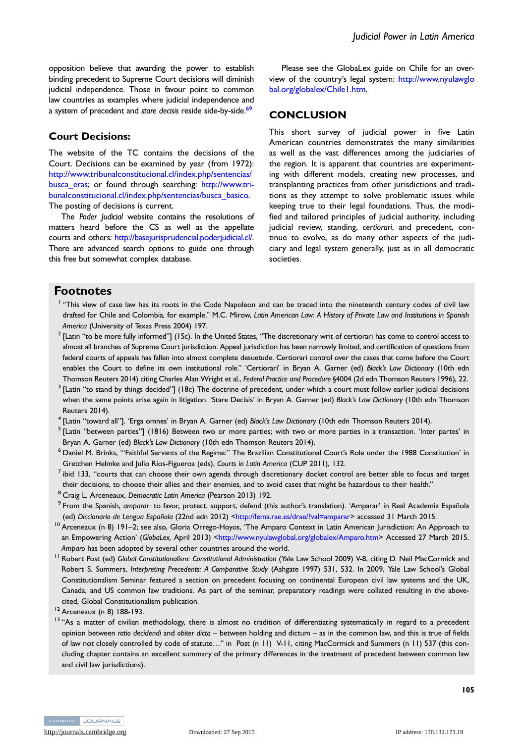opposition believe that awarding the power to establish binding precedent to Supreme Court decisions will diminish judicial independence. Those in favour point to common law countries as examples where judicial independence and a system of precedent and *stare decisis* reside side-by-side.[69]

### Court Decisions:

The website of the TC contains the decisions of the Court. Decisions can be examined by year (from 1972): http://www.tribunalconstitucional.cl/index.php/sentencias/busca_eras; or found through searching: http://www.tribunalconstitucional.cl/index.php/sentencias/busca_basico. The posting of decisions is current.

The *Poder Judicial* website contains the resolutions of matters heard before the CS as well as the appellate courts and others: http://basejurisprudencial.poderjudicial.cl/. There are advanced search options to guide one through this free but somewhat complex database.

Please see the GlobaLex guide on Chile for an overview of the country's legal system: http://www.nyulawglobal.org/globalex/Chile1.htm.

## CONCLUSION

This short survey of judicial power in five Latin American countries demonstrates the many similarities as well as the vast differences among the judiciaries of the region. It is apparent that countries are experimenting with different models, creating new processes, and transplanting practices from other jurisdictions and traditions as they attempt to solve problematic issues while keeping true to their legal foundations. Thus, the modified and tailored principles of judicial authority, including judicial review, standing, *certiorari*, and precedent, continue to evolve, as do many other aspects of the judiciary and legal system generally, just as in all democratic societies.

## Footnotes

[1] "This view of case law has its roots in the Code Napoleon and can be traced into the nineteenth century codes of civil law drafted for Chile and Colombia, for example." M.C. Mirow, *Latin American Law: A History of Private Law and Institutions in Spanish America* (University of Texas Press 2004) 197.

[2] [Latin "to be more fully informed"] (15c). In the United States, "The discretionary writ of certiorari has come to control access to almost all branches of Supreme Court jurisdiction. Appeal jurisdiction has been narrowly limited, and certification of questions from federal courts of appeals has fallen into almost complete desuetude. Certiorari control over the cases that come before the Court enables the Court to define its own institutional role." 'Certiorari' in Bryan A. Garner (ed) *Black's Law Dictionary* (10th edn Thomson Reuters 2014) citing Charles Alan Wright et al., *Federal Practice and Procedure* §4004 (2d edn Thomson Reuters 1996), 22.

[3] [Latin "to stand by things decided"] (18c) The doctrine of precedent, under which a court must follow earlier judicial decisions when the same points arise again in litigation. 'Stare Decisis' in Bryan A. Garner (ed) *Black's Law Dictionary* (10th edn Thomson Reuters 2014).

[4] [Latin "toward all"]. 'Erga omnes' in Bryan A. Garner (ed) *Black's Law Dictionary* (10th edn Thomson Reuters 2014).

[5] [Latin "between parties"] (1816) Between two or more parties; with two or more parties in a transaction. 'Inter partes' in Bryan A. Garner (ed) *Black's Law Dictionary* (10th edn Thomson Reuters 2014).

[6] Daniel M. Brinks, '"Faithful Servants of the Regime:" The Brazilian Constitutional Court's Role under the 1988 Constitution' in Gretchen Helmke and Julio Ríos-Figueroa (eds), *Courts in Latin America* (CUP 2011), 132.

[7] ibid 133, "courts that can choose their own agenda through discretionary docket control are better able to focus and target their decisions, to choose their allies and their enemies, and to avoid cases that might be hazardous to their health."

[8] Craig L. Arceneaux, *Democratic Latin America* (Pearson 2013) 192.

[9] From the Spanish, *amparar*: to favor, protect, support, defend (this author's translation). 'Amparar' in Real Academia Española (ed) *Diccionario de Lengua Española* (22nd edn 2012) <http://lema.rae.es/drae/?val=amparar> accessed 31 March 2015.

[10] Arceneaux (n 8) 191–2; see also, Gloria Orrego-Hoyos, 'The Amparo Context in Latin American Jurisdiction: An Approach to an Empowering Action' (*GlobaLex*, April 2013) <http://www.nyulawglobal.org/globalex/Amparo.htm> Accessed 27 March 2015. *Amparo* has been adopted by several other countries around the world.

[11] Robert Post (ed) *Global Constitutionalism: Constitutional Administration* (Yale Law School 2009) V-8, citing D. Neil MacCormick and Robert S. Summers, *Interpreting Precedents: A Comparative Study* (Ashgate 1997) 531, 532. In 2009, Yale Law School's Global Constitutionalism Seminar featured a section on precedent focusing on continental European civil law systems and the UK, Canada, and US common law traditions. As part of the seminar, preparatory readings were collated resulting in the above-cited, Global Constitutionalism publication.

[12] Arceneaux (n 8) 188-193.

[13] "As a matter of civilian methodology, there is almost no tradition of differentiating systematically in regard to a precedent opinion between *ratio decidendi* and *obiter dicta* – between holding and dictum – as in the common law, and this is true of fields of law not closely controlled by code of statute…" in Post (n 11) V-11, citing MacCormick and Summers (n 11) 537 (this concluding chapter contains an excellent summary of the primary differences in the treatment of precedent between common law and civil law jurisdictions).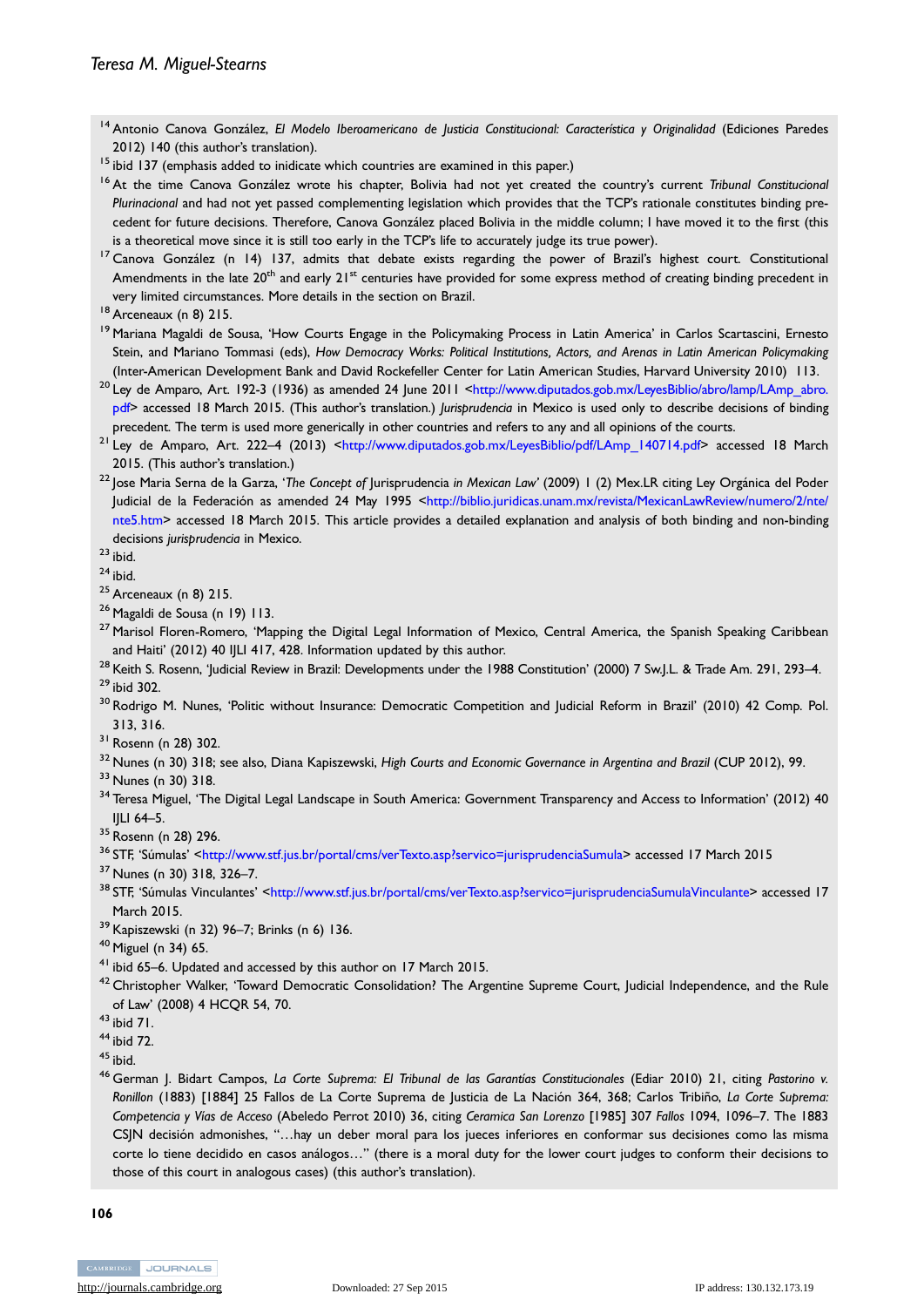[14] Antonio Canova González, *El Modelo Iberoamericano de Justicia Constitucional: Característica y Originalidad* (Ediciones Paredes 2012) 140 (this author's translation).

[15] ibid 137 (emphasis added to inidicate which countries are examined in this paper.)

[16] At the time Canova González wrote his chapter, Bolivia had not yet created the country's current *Tribunal Constitucional Plurinacional* and had not yet passed complementing legislation which provides that the TCP's rationale constitutes binding precedent for future decisions. Therefore, Canova González placed Bolivia in the middle column; I have moved it to the first (this is a theoretical move since it is still too early in the TCP's life to accurately judge its true power).

[17] Canova González (n 14) 137, admits that debate exists regarding the power of Brazil's highest court. Constitutional Amendments in the late 20th and early 21st centuries have provided for some express method of creating binding precedent in very limited circumstances. More details in the section on Brazil.

[18] Arceneaux (n 8) 215.

[19] Mariana Magaldi de Sousa, 'How Courts Engage in the Policymaking Process in Latin America' in Carlos Scartascini, Ernesto Stein, and Mariano Tommasi (eds), *How Democracy Works: Political Institutions, Actors, and Arenas in Latin American Policymaking* (Inter-American Development Bank and David Rockefeller Center for Latin American Studies, Harvard University 2010) 113.

[20] Ley de Amparo, Art. 192-3 (1936) as amended 24 June 2011 <http://www.diputados.gob.mx/LeyesBiblio/abro/lamp/LAmp_abro.pdf> accessed 18 March 2015. (This author's translation.) *Jurisprudencia* in Mexico is used only to describe decisions of binding precedent. The term is used more generically in other countries and refers to any and all opinions of the courts.

[21] Ley de Amparo, Art. 222–4 (2013) <http://www.diputados.gob.mx/LeyesBiblio/pdf/LAmp_140714.pdf> accessed 18 March 2015. (This author's translation.)

[22] Jose Maria Serna de la Garza, '*The Concept of* Jurisprudencia *in Mexican Law*' (2009) 1 (2) Mex.LR citing Ley Orgánica del Poder Judicial de la Federación as amended 24 May 1995 <http://biblio.juridicas.unam.mx/revista/MexicanLawReview/numero/2/nte/nte5.htm> accessed 18 March 2015. This article provides a detailed explanation and analysis of both binding and non-binding decisions *jurisprudencia* in Mexico.

[23] ibid.

[24] ibid.

[25] Arceneaux (n 8) 215.

[26] Magaldi de Sousa (n 19) 113.

[27] Marisol Floren-Romero, 'Mapping the Digital Legal Information of Mexico, Central America, the Spanish Speaking Caribbean and Haiti' (2012) 40 IJLI 417, 428. Information updated by this author.

[28] Keith S. Rosenn, 'Judicial Review in Brazil: Developments under the 1988 Constitution' (2000) 7 Sw.J.L. & Trade Am. 291, 293–4.

[29] ibid 302.

[30] Rodrigo M. Nunes, 'Politic without Insurance: Democratic Competition and Judicial Reform in Brazil' (2010) 42 Comp. Pol. 313, 316.

[31] Rosenn (n 28) 302.

[32] Nunes (n 30) 318; see also, Diana Kapiszewski, *High Courts and Economic Governance in Argentina and Brazil* (CUP 2012), 99.

[33] Nunes (n 30) 318.

[34] Teresa Miguel, 'The Digital Legal Landscape in South America: Government Transparency and Access to Information' (2012) 40 IJLI 64–5.

[35] Rosenn (n 28) 296.

[36] STF, 'Súmulas' <http://www.stf.jus.br/portal/cms/verTexto.asp?servico=jurisprudenciaSumula> accessed 17 March 2015

[37] Nunes (n 30) 318, 326–7.

[38] STF, 'Súmulas Vinculantes' <http://www.stf.jus.br/portal/cms/verTexto.asp?servico=jurisprudenciaSumulaVinculante> accessed 17 March 2015.

[39] Kapiszewski (n 32) 96–7; Brinks (n 6) 136.

[40] Miguel (n 34) 65.

[41] ibid 65–6. Updated and accessed by this author on 17 March 2015.

[42] Christopher Walker, 'Toward Democratic Consolidation? The Argentine Supreme Court, Judicial Independence, and the Rule of Law' (2008) 4 HCQR 54, 70.

[43] ibid 71.

[44] ibid 72.

[45] ibid.

[46] German J. Bidart Campos, *La Corte Suprema: El Tribunal de las Garantías Constitucionales* (Ediar 2010) 21, citing *Pastorino v. Ronillon* (1883) [1884] 25 Fallos de La Corte Suprema de Justicia de La Nación 364, 368; Carlos Tribiño, *La Corte Suprema: Competencia y Vías de Acceso* (Abeledo Perrot 2010) 36, citing *Ceramica San Lorenzo* [1985] 307 *Fallos* 1094, 1096–7. The 1883 CSJN decisión admonishes, "…hay un deber moral para los jueces inferiores en conformar sus decisiones como las misma corte lo tiene decidido en casos análogos…" (there is a moral duty for the lower court judges to conform their decisions to those of this court in analogous cases) (this author's translation).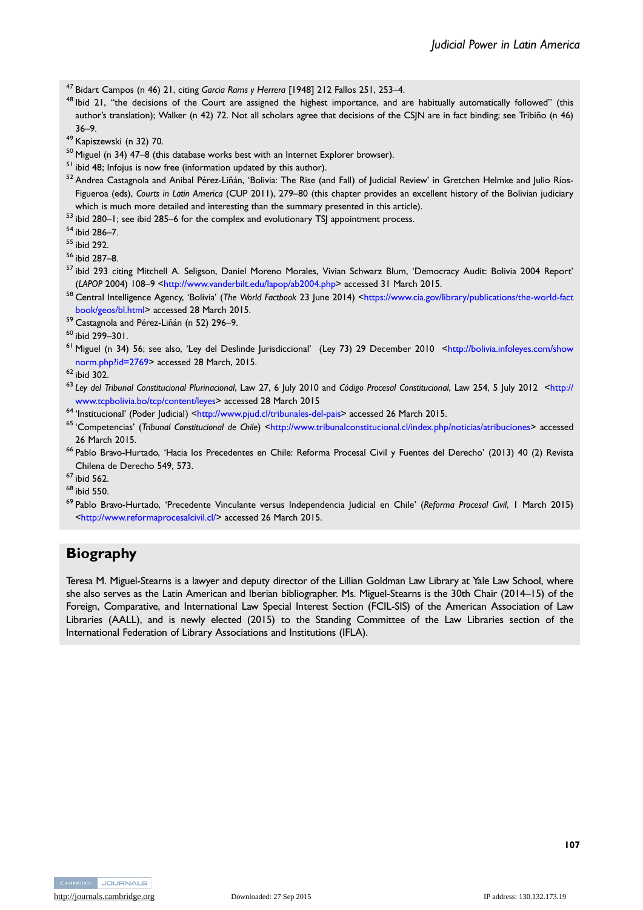[47] Bidart Campos (n 46) 21, citing *Garcia Rams y Herrera* [1948] 212 Fallos 251, 253–4.

[48] Ibid 21, "the decisions of the Court are assigned the highest importance, and are habitually automatically followed" (this author's translation); Walker (n 42) 72. Not all scholars agree that decisions of the CSJN are in fact binding; see Tribiño (n 46) 36–9.

[49] Kapiszewski (n 32) 70.

[50] Miguel (n 34) 47–8 (this database works best with an Internet Explorer browser).

[51] ibid 48; Infojus is now free (information updated by this author).

[52] Andrea Castagnola and Anibal Pérez-Liñán, 'Bolivia: The Rise (and Fall) of Judicial Review' in Gretchen Helmke and Julio Ríos-Figueroa (eds), *Courts in Latin America* (CUP 2011), 279–80 (this chapter provides an excellent history of the Bolivian judiciary which is much more detailed and interesting than the summary presented in this article).

[53] ibid 280–1; see ibid 285–6 for the complex and evolutionary TSJ appointment process.

[54] ibid 286–7.

[55] ibid 292.

[56] ibid 287–8.

[57] ibid 293 citing Mitchell A. Seligson, Daniel Moreno Morales, Vivian Schwarz Blum, 'Democracy Audit: Bolivia 2004 Report' (*LAPOP* 2004) 108–9 <http://www.vanderbilt.edu/lapop/ab2004.php> accessed 31 March 2015.

[58] Central Intelligence Agency, 'Bolivia' (*The World Factbook* 23 June 2014) <https://www.cia.gov/library/publications/the-world-factbook/geos/bl.html> accessed 28 March 2015.

[59] Castagnola and Pérez-Liñán (n 52) 296–9.

[60] ibid 299–301.

[61] Miguel (n 34) 56; see also, 'Ley del Deslinde Jurisdiccional' (Ley 73) 29 December 2010 <http://bolivia.infoleyes.com/shownorm.php?id=2769> accessed 28 March, 2015.

[62] ibid 302.

[63] *Ley del Tribunal Constitucional Plurinacional*, Law 27, 6 July 2010 and *Código Procesal Constitucional*, Law 254, 5 July 2012 <http://www.tcpbolivia.bo/tcp/content/leyes> accessed 28 March 2015

[64] 'Institucional' (Poder Judicial) <http://www.pjud.cl/tribunales-del-pais> accessed 26 March 2015.

[65] 'Competencias' (*Tribunal Constitucional de Chile*) <http://www.tribunalconstitucional.cl/index.php/noticias/atribuciones> accessed 26 March 2015.

[66] Pablo Bravo-Hurtado, 'Hacia los Precedentes en Chile: Reforma Procesal Civil y Fuentes del Derecho' (2013) 40 (2) Revista Chilena de Derecho 549, 573.

[67] ibid 562.

[68] ibid 550.

[69] Pablo Bravo-Hurtado, 'Precedente Vinculante versus Independencia Judicial en Chile' (*Reforma Procesal Civil*, 1 March 2015) <http://www.reformaprocesalcivil.cl/> accessed 26 March 2015.

## Biography

Teresa M. Miguel-Stearns is a lawyer and deputy director of the Lillian Goldman Law Library at Yale Law School, where she also serves as the Latin American and Iberian bibliographer. Ms. Miguel-Stearns is the 30th Chair (2014–15) of the Foreign, Comparative, and International Law Special Interest Section (FCIL-SIS) of the American Association of Law Libraries (AALL), and is newly elected (2015) to the Standing Committee of the Law Libraries section of the International Federation of Library Associations and Institutions (IFLA).